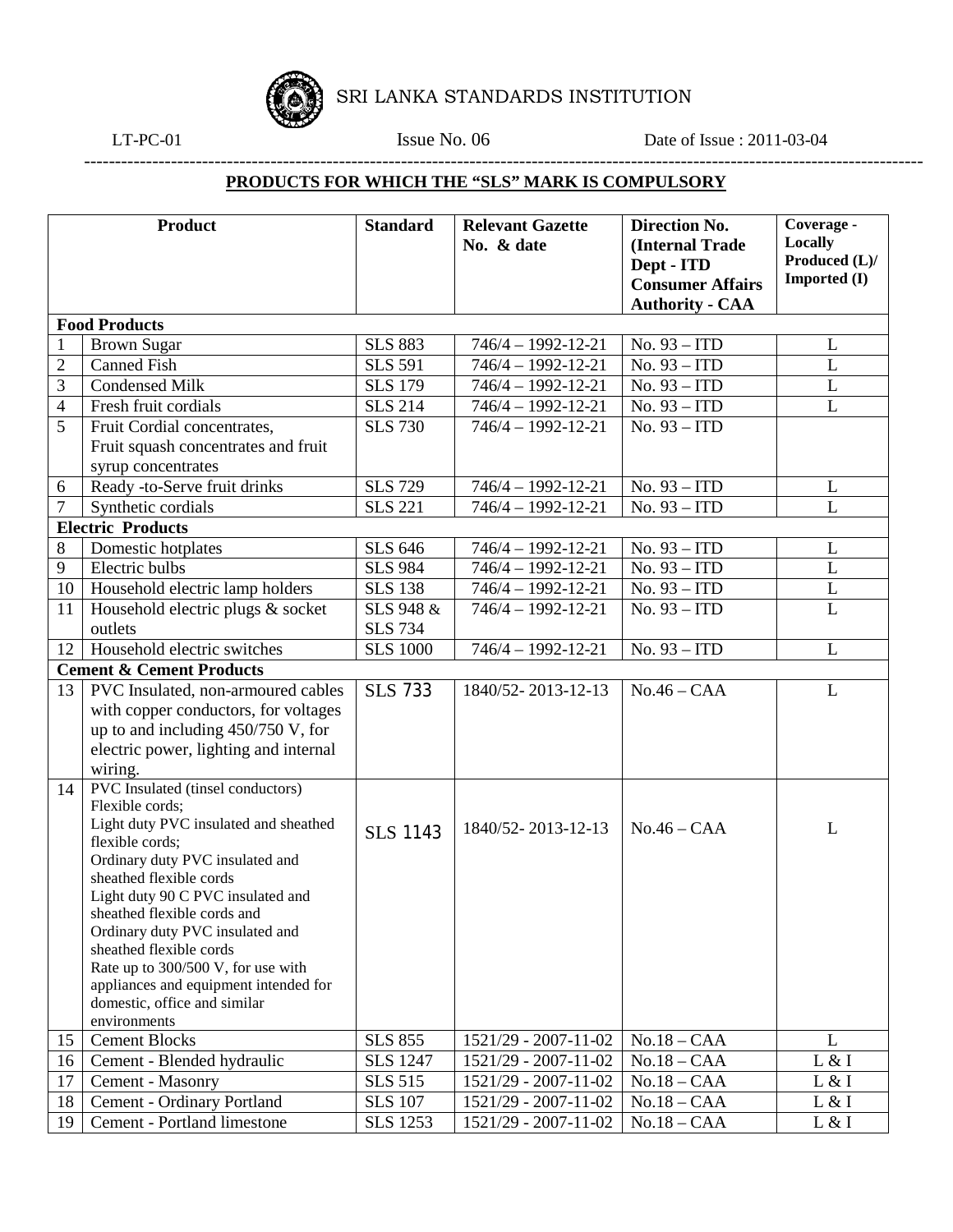# SRI LANKA STANDARDS INSTITUTION

LT-PC-01 Issue No. 06 Date of Issue : 2011-03-04

## PRODUCTS FOR WHICH THE "SLS" MARK IS COMPULSORY

| | Product | Standard | Relevant Gazette No. & date | Direction No. (Internal Trade Dept - ITD Consumer Affairs Authority - CAA | Coverage - Locally Produced (L)/ Imported (I) |
|---|---|---|---|---|---|
| **Food Products** | | | | | |
| 1 | Brown Sugar | SLS 883 | 746/4 – 1992-12-21 | No. 93 – ITD | L |
| 2 | Canned Fish | SLS 591 | 746/4 – 1992-12-21 | No. 93 – ITD | L |
| 3 | Condensed Milk | SLS 179 | 746/4 – 1992-12-21 | No. 93 – ITD | L |
| 4 | Fresh fruit cordials | SLS 214 | 746/4 – 1992-12-21 | No. 93 – ITD | L |
| 5 | Fruit Cordial concentrates, Fruit squash concentrates and fruit syrup concentrates | SLS 730 | 746/4 – 1992-12-21 | No. 93 – ITD | |
| 6 | Ready -to-Serve fruit drinks | SLS 729 | 746/4 – 1992-12-21 | No. 93 – ITD | L |
| 7 | Synthetic cordials | SLS 221 | 746/4 – 1992-12-21 | No. 93 – ITD | L |
| **Electric Products** | | | | | |
| 8 | Domestic hotplates | SLS 646 | 746/4 – 1992-12-21 | No. 93 – ITD | L |
| 9 | Electric bulbs | SLS 984 | 746/4 – 1992-12-21 | No. 93 – ITD | L |
| 10 | Household electric lamp holders | SLS 138 | 746/4 – 1992-12-21 | No. 93 – ITD | L |
| 11 | Household electric plugs & socket outlets | SLS 948 & SLS 734 | 746/4 – 1992-12-21 | No. 93 – ITD | L |
| 12 | Household electric switches | SLS 1000 | 746/4 – 1992-12-21 | No. 93 – ITD | L |
| **Cement & Cement Products** | | | | | |
| 13 | PVC Insulated, non-armoured cables with copper conductors, for voltages up to and including 450/750 V, for electric power, lighting and internal wiring. | SLS 733 | 1840/52- 2013-12-13 | No.46 – CAA | L |
| 14 | PVC Insulated (tinsel conductors) Flexible cords; Light duty PVC insulated and sheathed flexible cords; Ordinary duty PVC insulated and sheathed flexible cords Light duty 90 C PVC insulated and sheathed flexible cords and Ordinary duty PVC insulated and sheathed flexible cords Rate up to 300/500 V, for use with appliances and equipment intended for domestic, office and similar environments | SLS 1143 | 1840/52- 2013-12-13 | No.46 – CAA | L |
| 15 | Cement Blocks | SLS 855 | 1521/29 - 2007-11-02 | No.18 – CAA | L |
| 16 | Cement - Blended hydraulic | SLS 1247 | 1521/29 - 2007-11-02 | No.18 – CAA | L & I |
| 17 | Cement - Masonry | SLS 515 | 1521/29 - 2007-11-02 | No.18 – CAA | L & I |
| 18 | Cement - Ordinary Portland | SLS 107 | 1521/29 - 2007-11-02 | No.18 – CAA | L & I |
| 19 | Cement - Portland limestone | SLS 1253 | 1521/29 - 2007-11-02 | No.18 – CAA | L & I |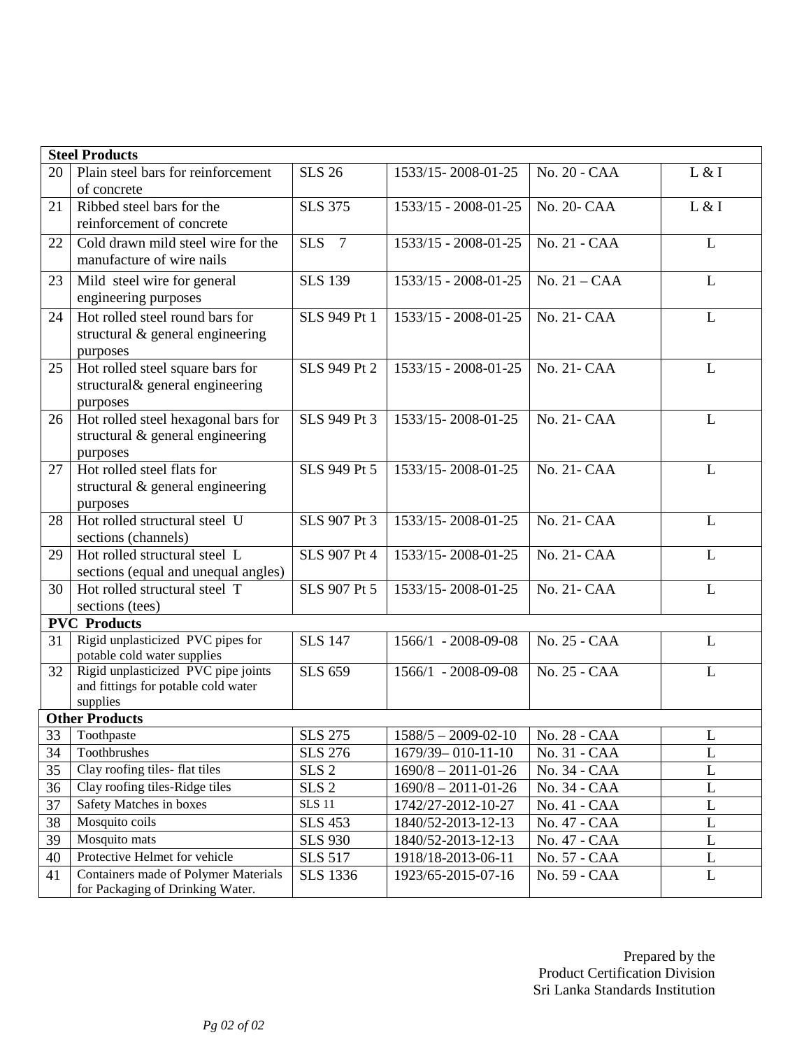| | | | | | |
|---|---|---|---|---|---|
| **Steel Products** | | | | | |
| 20 | Plain steel bars for reinforcement of concrete | SLS 26 | 1533/15- 2008-01-25 | No. 20 - CAA | L & I |
| 21 | Ribbed steel bars for the reinforcement of concrete | SLS 375 | 1533/15 - 2008-01-25 | No. 20- CAA | L & I |
| 22 | Cold drawn mild steel wire for the manufacture of wire nails | SLS 7 | 1533/15 - 2008-01-25 | No. 21 - CAA | L |
| 23 | Mild steel wire for general engineering purposes | SLS 139 | 1533/15 - 2008-01-25 | No. 21 – CAA | L |
| 24 | Hot rolled steel round bars for structural & general engineering purposes | SLS 949 Pt 1 | 1533/15 - 2008-01-25 | No. 21- CAA | L |
| 25 | Hot rolled steel square bars for structural& general engineering purposes | SLS 949 Pt 2 | 1533/15 - 2008-01-25 | No. 21- CAA | L |
| 26 | Hot rolled steel hexagonal bars for structural & general engineering purposes | SLS 949 Pt 3 | 1533/15- 2008-01-25 | No. 21- CAA | L |
| 27 | Hot rolled steel flats for structural & general engineering purposes | SLS 949 Pt 5 | 1533/15- 2008-01-25 | No. 21- CAA | L |
| 28 | Hot rolled structural steel U sections (channels) | SLS 907 Pt 3 | 1533/15- 2008-01-25 | No. 21- CAA | L |
| 29 | Hot rolled structural steel L sections (equal and unequal angles) | SLS 907 Pt 4 | 1533/15- 2008-01-25 | No. 21- CAA | L |
| 30 | Hot rolled structural steel T sections (tees) | SLS 907 Pt 5 | 1533/15- 2008-01-25 | No. 21- CAA | L |
| **PVC Products** | | | | | |
| 31 | Rigid unplasticized PVC pipes for potable cold water supplies | SLS 147 | 1566/1 - 2008-09-08 | No. 25 - CAA | L |
| 32 | Rigid unplasticized PVC pipe joints and fittings for potable cold water supplies | SLS 659 | 1566/1 - 2008-09-08 | No. 25 - CAA | L |
| **Other Products** | | | | | |
| 33 | Toothpaste | SLS 275 | 1588/5 – 2009-02-10 | No. 28 - CAA | L |
| 34 | Toothbrushes | SLS 276 | 1679/39– 010-11-10 | No. 31 - CAA | L |
| 35 | Clay roofing tiles- flat tiles | SLS 2 | 1690/8 – 2011-01-26 | No. 34 - CAA | L |
| 36 | Clay roofing tiles-Ridge tiles | SLS 2 | 1690/8 – 2011-01-26 | No. 34 - CAA | L |
| 37 | Safety Matches in boxes | SLS 11 | 1742/27-2012-10-27 | No. 41 - CAA | L |
| 38 | Mosquito coils | SLS 453 | 1840/52-2013-12-13 | No. 47 - CAA | L |
| 39 | Mosquito mats | SLS 930 | 1840/52-2013-12-13 | No. 47 - CAA | L |
| 40 | Protective Helmet for vehicle | SLS 517 | 1918/18-2013-06-11 | No. 57 - CAA | L |
| 41 | Containers made of Polymer Materials for Packaging of Drinking Water. | SLS 1336 | 1923/65-2015-07-16 | No. 59 - CAA | L |

Prepared by the
Product Certification Division
Sri Lanka Standards Institution